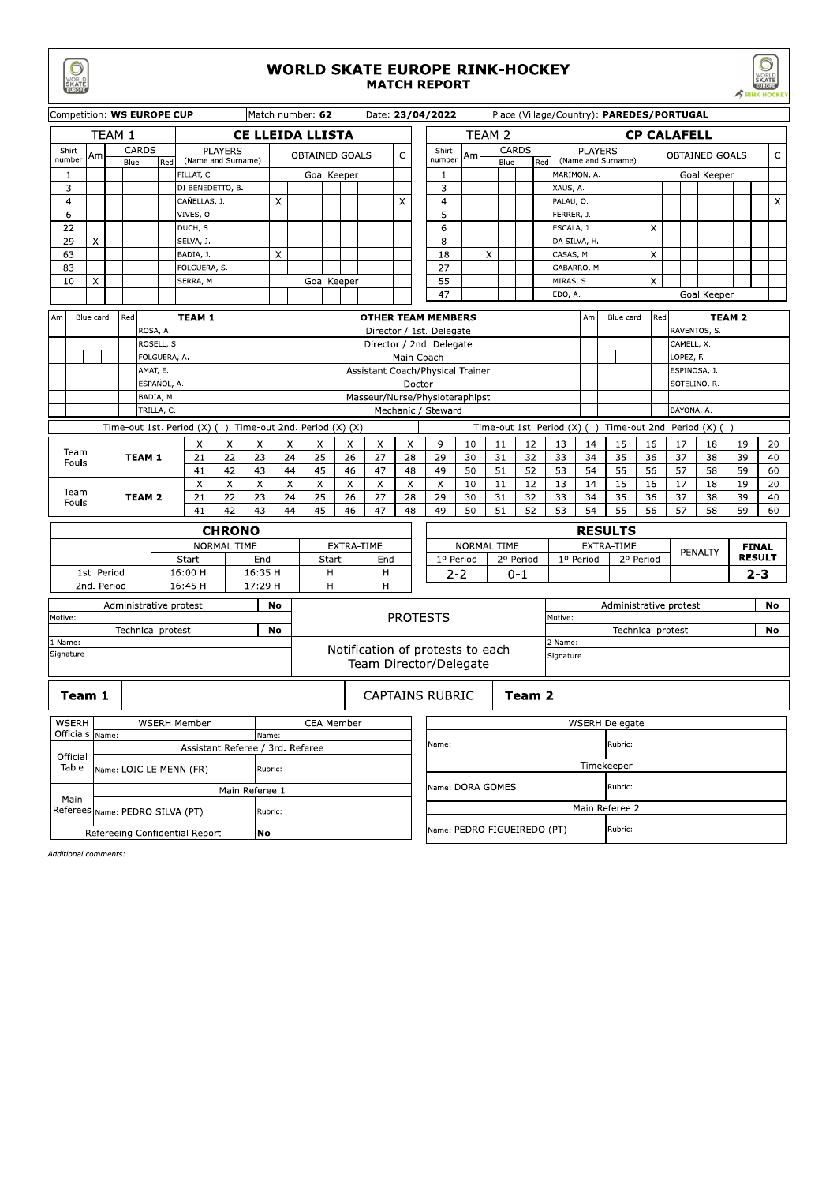# WORLD SKATE EUROPE RINK-HOCKEY
## MATCH REPORT

| Competition: **WS EUROPE CUP** | Match number: **62** | Date: **23/04/2022** | Place (Village/Country): **PAREDES/PORTUGAL** |
|---|---|---|---|

### TEAM 1 — CE LLEIDA LLISTA

| Shirt number | Am | Blue | Blue | Red | Players (Name and Surname) | Obtained Goals | | | | | | | | C |
|---|---|---|---|---|---|---|---|---|---|---|---|---|---|---|
| 1 | | | | | FILLAT, C. | Goal Keeper | | | | | | | | |
| 3 | | | | | DI BENEDETTO, B. | | | | | | | | | |
| 4 | | | | | CAÑELLAS, J. | X | | | | | | | | X |
| 6 | | | | | VIVES, O. | | | | | | | | | |
| 22 | | | | | DUCH, S. | | | | | | | | | |
| 29 | X | | | | SELVA, J. | | | | | | | | | |
| 63 | | | | | BADIA, J. | X | | | | | | | | |
| 83 | | | | | FOLGUERA, S. | | | | | | | | | |
| 10 | X | | | | SERRA, M. | Goal Keeper | | | | | | | | |

### TEAM 2 — CP CALAFELL

| Shirt number | Am | Blue | Blue | Red | Players (Name and Surname) | Obtained Goals | | | | | | | | C |
|---|---|---|---|---|---|---|---|---|---|---|---|---|---|---|
| 1 | | | | | MARIMON, A. | Goal Keeper | | | | | | | | |
| 3 | | | | | XAUS, A. | | | | | | | | | |
| 4 | | | | | PALAU, O. | | | | | | | | | X |
| 5 | | | | | FERRER, J. | | | | | | | | | |
| 6 | | | | | ESCALA, J. | X | | | | | | | | |
| 8 | | | | | DA SILVA, H. | | | | | | | | | |
| 18 | | X | | | CASAS, M. | X | | | | | | | | |
| 27 | | | | | GABARRO, M. | | | | | | | | | |
| 55 | | | | | MIRAS, S. | X | | | | | | | | |
| 47 | | | | | EDO, A. | Goal Keeper | | | | | | | | |

### OTHER TEAM MEMBERS

| Team 1 | Role | Team 2 |
|---|---|---|
| ROSA, A. | Director / 1st. Delegate | RAVENTOS, S. |
| ROSELL, S. | Director / 2nd. Delegate | CAMELL, X. |
| FOLGUERA, A. | Main Coach | LOPEZ, F. |
| AMAT, E. | Assistant Coach/Physical Trainer | ESPINOSA, J. |
| ESPAÑOL, A. | Doctor | SOTELINO, R. |
| BADIA, M. | Masseur/Nurse/Physiotheraphist | |
| TRILLA, C. | Mechanic / Steward | BAYONA, A. |

Team 1: Time-out 1st. Period (X) ( ) Time-out 2nd. Period (X) (X)

Team 2: Time-out 1st. Period (X) ( ) Time-out 2nd. Period (X) ( )

### Team Fouls

| Team | | | | | | | | | | | | | | | | | | | | |
|---|---|---|---|---|---|---|---|---|---|---|---|---|---|---|---|---|---|---|---|---|
| TEAM 1 | X | X | X | X | X | X | X | X | 9 | 10 | 11 | 12 | 13 | 14 | 15 | 16 | 17 | 18 | 19 | 20 |
| | 21 | 22 | 23 | 24 | 25 | 26 | 27 | 28 | 29 | 30 | 31 | 32 | 33 | 34 | 35 | 36 | 37 | 38 | 39 | 40 |
| | 41 | 42 | 43 | 44 | 45 | 46 | 47 | 48 | 49 | 50 | 51 | 52 | 53 | 54 | 55 | 56 | 57 | 58 | 59 | 60 |
| TEAM 2 | X | X | X | X | X | X | X | X | X | 10 | 11 | 12 | 13 | 14 | 15 | 16 | 17 | 18 | 19 | 20 |
| | 21 | 22 | 23 | 24 | 25 | 26 | 27 | 28 | 29 | 30 | 31 | 32 | 33 | 34 | 35 | 36 | 37 | 38 | 39 | 40 |
| | 41 | 42 | 43 | 44 | 45 | 46 | 47 | 48 | 49 | 50 | 51 | 52 | 53 | 54 | 55 | 56 | 57 | 58 | 59 | 60 |

### CHRONO

| | Normal Time Start | Normal Time End | Extra-Time Start | Extra-Time End |
|---|---|---|---|---|
| 1st. Period | 16:00 H | 16:35 H | H | H |
| 2nd. Period | 16:45 H | 17:29 H | H | H |

### RESULTS

| Normal Time 1º Period | Normal Time 2º Period | Extra-Time 1º Period | Extra-Time 2º Period | Penalty | Final Result |
|---|---|---|---|---|---|
| 2-2 | 0-1 | | | | **2-3** |

### PROTESTS

| Team 1 | | Team 2 | |
|---|---|---|---|
| Administrative protest | No | Administrative protest | No |
| Motive: | | Motive: | |
| Technical protest | No | Technical protest | No |
| 1 Name: | | 2 Name: | |
| Signature | | Signature | |

Notification of protests to each Team Director/Delegate

**Team 1** — CAPTAINS RUBRIC — **Team 2**

### WSERH Officials

| | WSERH Member | CEA Member |
|---|---|---|
| | Name: | Name: |
| Official Table | Assistant Referee / 3rd. Referee | |
| | Name: LOIC LE MENN (FR) | Rubric: |
| Main Referees | Main Referee 1 | |
| | Name: PEDRO SILVA (PT) | Rubric: |
| Refereeing Confidential Report | No | |

| WSERH Delegate | |
|---|---|
| Name: | Rubric: |
| **Timekeeper** | |
| Name: DORA GOMES | Rubric: |
| **Main Referee 2** | |
| Name: PEDRO FIGUEIREDO (PT) | Rubric: |

*Additional comments:*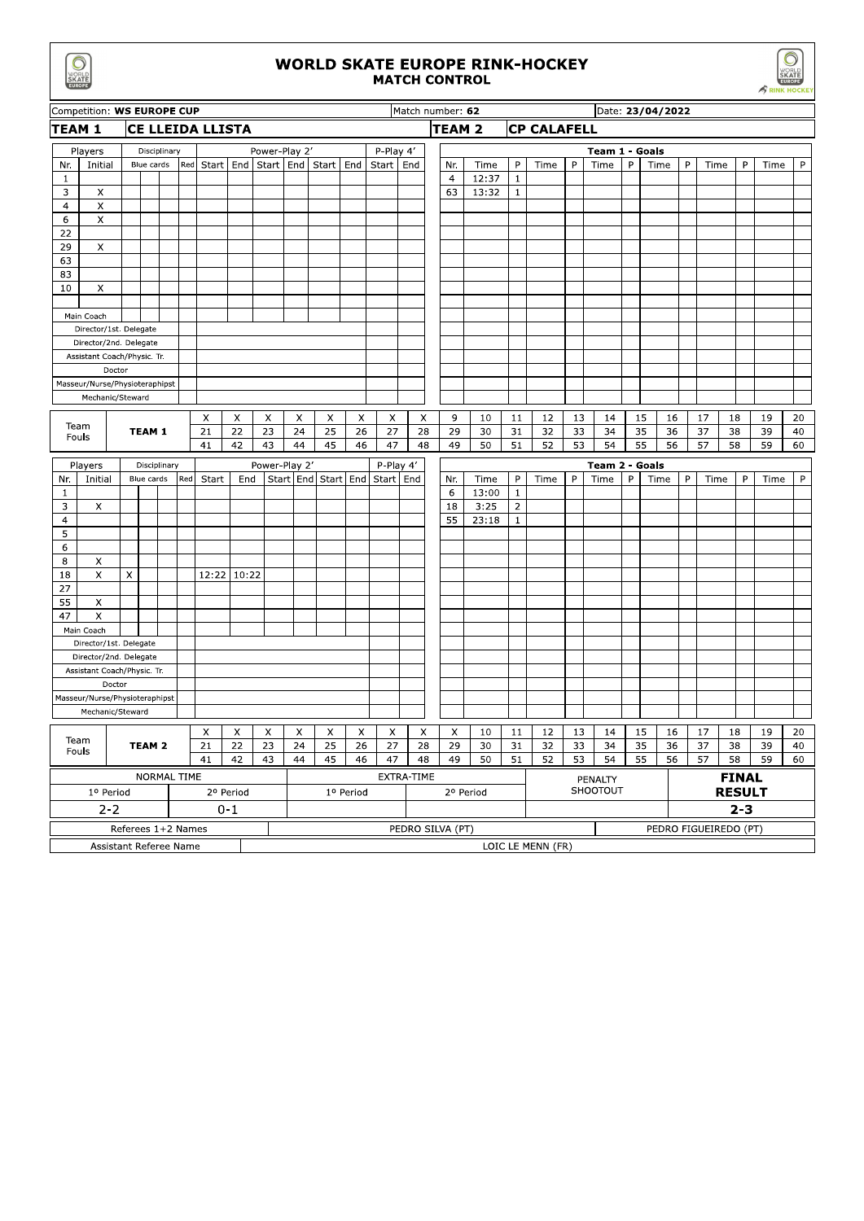# WORLD SKATE EUROPE RINK-HOCKEY
## MATCH CONTROL

**Competition:** WS EUROPE CUP | **Match number:** 62 | **Date:** 23/04/2022

**TEAM 1:** CE LLEIDA LLISTA | **TEAM 2:** CP CALAFELL

### Team 1 – CE LLEIDA LLISTA

| Nr. | Initial | Blue cards | | | Red | Power-Play 2' Start | End | Start | End | Start | End | P-Play 4' Start | End |
|---|---|---|---|---|---|---|---|---|---|---|---|---|---|
| 1 | | | | | | | | | | | | | |
| 3 | X | | | | | | | | | | | | |
| 4 | X | | | | | | | | | | | | |
| 6 | X | | | | | | | | | | | | |
| 22 | | | | | | | | | | | | | |
| 29 | X | | | | | | | | | | | | |
| 63 | | | | | | | | | | | | | |
| 83 | | | | | | | | | | | | | |
| 10 | X | | | | | | | | | | | | |
| Main Coach | | | | | | | | | | | | | |
| Director/1st. Delegate | | | | | | | | | | | | | |
| Director/2nd. Delegate | | | | | | | | | | | | | |
| Assistant Coach/Physic. Tr. | | | | | | | | | | | | | |
| Doctor | | | | | | | | | | | | | |
| Masseur/Nurse/Physioteraphipst | | | | | | | | | | | | | |
| Mechanic/Steward | | | | | | | | | | | | | |

**Team 1 - Goals**

| Nr. | Time | P |
|---|---|---|
| 4 | 12:37 | 1 |
| 63 | 13:32 | 1 |

**Team Fouls – TEAM 1**

| | | | | | | | | | | | | | | | | | | | |
|---|---|---|---|---|---|---|---|---|---|---|---|---|---|---|---|---|---|---|---|
| X | X | X | X | X | X | X | X | 9 | 10 | 11 | 12 | 13 | 14 | 15 | 16 | 17 | 18 | 19 | 20 |
| 21 | 22 | 23 | 24 | 25 | 26 | 27 | 28 | 29 | 30 | 31 | 32 | 33 | 34 | 35 | 36 | 37 | 38 | 39 | 40 |
| 41 | 42 | 43 | 44 | 45 | 46 | 47 | 48 | 49 | 50 | 51 | 52 | 53 | 54 | 55 | 56 | 57 | 58 | 59 | 60 |

### Team 2 – CP CALAFELL

| Nr. | Initial | Blue cards | | | Red | Power-Play 2' Start | End | Start | End | Start | End | P-Play 4' Start | End |
|---|---|---|---|---|---|---|---|---|---|---|---|---|---|
| 1 | | | | | | | | | | | | | |
| 3 | X | | | | | | | | | | | | |
| 4 | | | | | | | | | | | | | |
| 5 | | | | | | | | | | | | | |
| 6 | | | | | | | | | | | | | |
| 8 | X | | | | | | | | | | | | |
| 18 | X | X | | | | 12:22 | 10:22 | | | | | | |
| 27 | | | | | | | | | | | | | |
| 55 | X | | | | | | | | | | | | |
| 47 | X | | | | | | | | | | | | |
| Main Coach | | | | | | | | | | | | | |
| Director/1st. Delegate | | | | | | | | | | | | | |
| Director/2nd. Delegate | | | | | | | | | | | | | |
| Assistant Coach/Physic. Tr. | | | | | | | | | | | | | |
| Doctor | | | | | | | | | | | | | |
| Masseur/Nurse/Physioteraphipst | | | | | | | | | | | | | |
| Mechanic/Steward | | | | | | | | | | | | | |

**Team 2 - Goals**

| Nr. | Time | P |
|---|---|---|
| 6 | 13:00 | 1 |
| 18 | 3:25 | 2 |
| 55 | 23:18 | 1 |

**Team Fouls – TEAM 2**

| | | | | | | | | | | | | | | | | | | | |
|---|---|---|---|---|---|---|---|---|---|---|---|---|---|---|---|---|---|---|---|
| X | X | X | X | X | X | X | X | X | 10 | 11 | 12 | 13 | 14 | 15 | 16 | 17 | 18 | 19 | 20 |
| 21 | 22 | 23 | 24 | 25 | 26 | 27 | 28 | 29 | 30 | 31 | 32 | 33 | 34 | 35 | 36 | 37 | 38 | 39 | 40 |
| 41 | 42 | 43 | 44 | 45 | 46 | 47 | 48 | 49 | 50 | 51 | 52 | 53 | 54 | 55 | 56 | 57 | 58 | 59 | 60 |

### Result

| NORMAL TIME 1º Period | NORMAL TIME 2º Period | EXTRA-TIME 1º Period | EXTRA-TIME 2º Period | PENALTY SHOOTOUT | FINAL RESULT |
|---|---|---|---|---|---|
| 2-2 | 0-1 | | | | 2-3 |

**Referees 1+2 Names:** PEDRO SILVA (PT) | PEDRO FIGUEIREDO (PT)

**Assistant Referee Name:** LOIC LE MENN (FR)